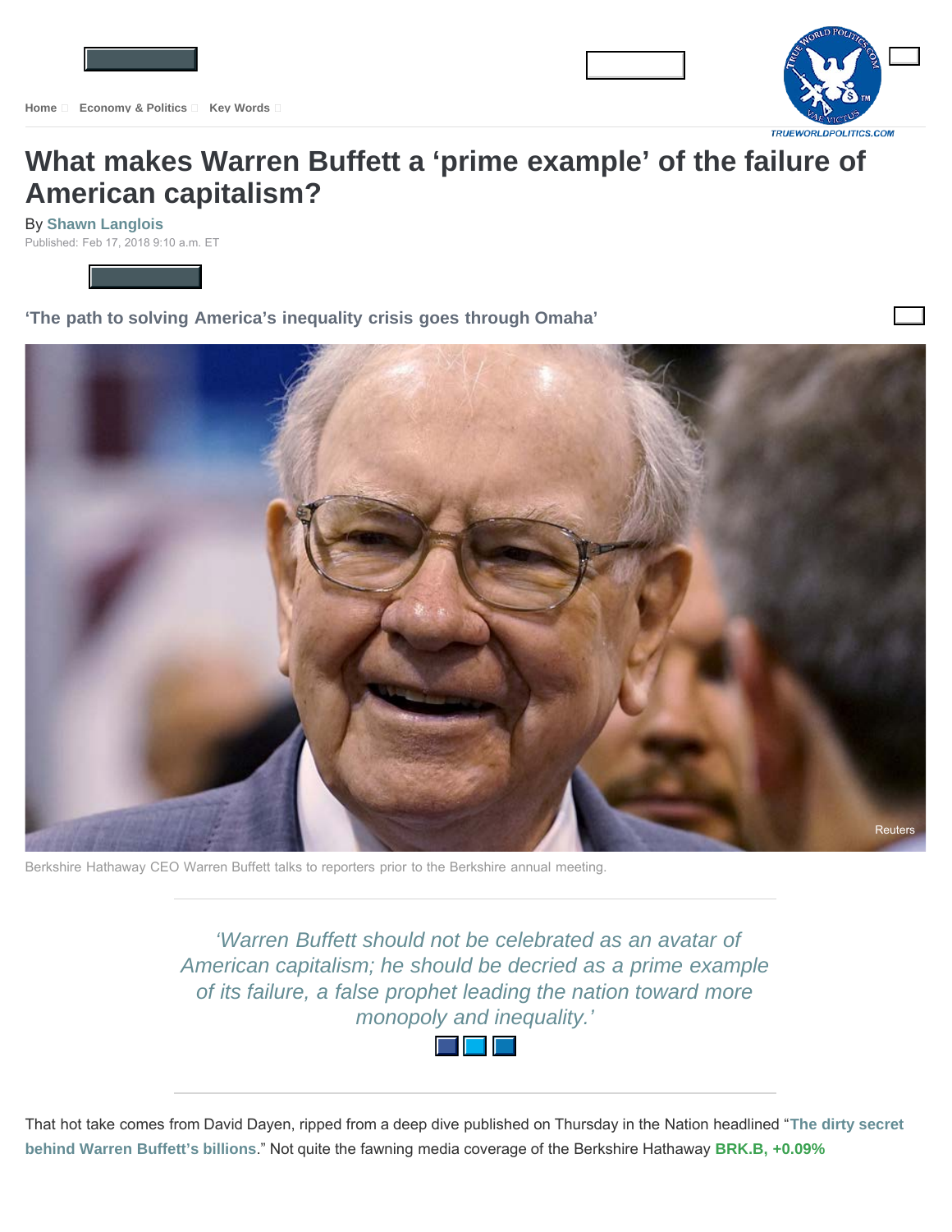Home Economy & Politics Key Words

TRUEWORLDPOLITICS.COM

# What makes Warren Buffett a 'prime example' of the failure of American capitalism?

By **Shawn Langlois**

Published: Feb 17, 2018 9:10 a.m. ET

## 'The path to solving America's inequality crisis goes through Omaha'

Reuters

Berkshire Hathaway CEO Warren Buffett talks to reporters prior to the Berkshire annual meeting.

> *'Warren Buffett should not be celebrated as an avatar of American capitalism; he should be decried as a prime example of its failure, a false prophet leading the nation toward more monopoly and inequality.'*

That hot take comes from David Dayen, ripped from a deep dive published on Thursday in the Nation headlined "**The dirty secret behind Warren Buffett's billions**." Not quite the fawning media coverage of the Berkshire Hathaway **BRK.B, +0.09%**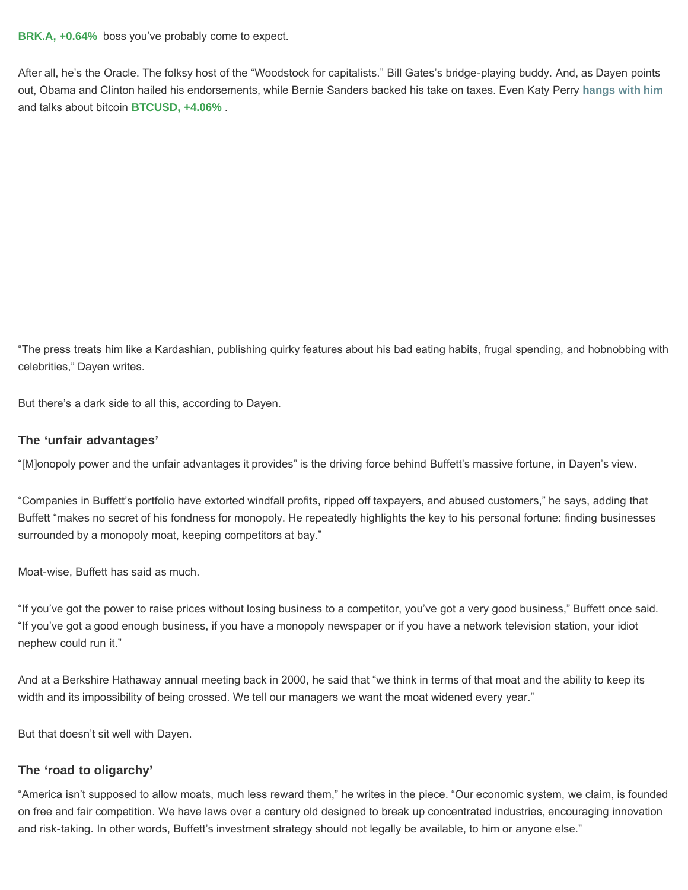**BRK.A, +0.64%** boss you've probably come to expect.

After all, he's the Oracle. The folksy host of the "Woodstock for capitalists." Bill Gates's bridge-playing buddy. And, as Dayen points out, Obama and Clinton hailed his endorsements, while Bernie Sanders backed his take on taxes. Even Katy Perry **hangs with him** and talks about bitcoin **BTCUSD, +4.06%** .

"The press treats him like a Kardashian, publishing quirky features about his bad eating habits, frugal spending, and hobnobbing with celebrities," Dayen writes.

But there's a dark side to all this, according to Dayen.

### The 'unfair advantages'

"[M]onopoly power and the unfair advantages it provides" is the driving force behind Buffett's massive fortune, in Dayen's view.

"Companies in Buffett's portfolio have extorted windfall profits, ripped off taxpayers, and abused customers," he says, adding that Buffett "makes no secret of his fondness for monopoly. He repeatedly highlights the key to his personal fortune: finding businesses surrounded by a monopoly moat, keeping competitors at bay."

Moat-wise, Buffett has said as much.

"If you've got the power to raise prices without losing business to a competitor, you've got a very good business," Buffett once said. "If you've got a good enough business, if you have a monopoly newspaper or if you have a network television station, your idiot nephew could run it."

And at a Berkshire Hathaway annual meeting back in 2000, he said that "we think in terms of that moat and the ability to keep its width and its impossibility of being crossed. We tell our managers we want the moat widened every year."

But that doesn't sit well with Dayen.

### The 'road to oligarchy'

"America isn't supposed to allow moats, much less reward them," he writes in the piece. "Our economic system, we claim, is founded on free and fair competition. We have laws over a century old designed to break up concentrated industries, encouraging innovation and risk-taking. In other words, Buffett's investment strategy should not legally be available, to him or anyone else."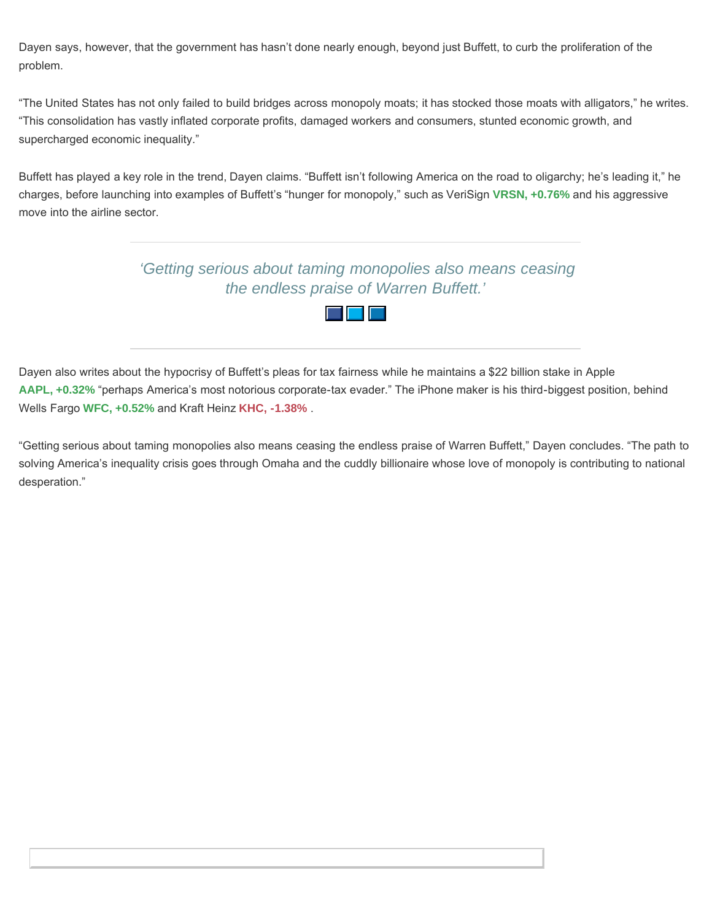Dayen says, however, that the government has hasn't done nearly enough, beyond just Buffett, to curb the proliferation of the problem.

"The United States has not only failed to build bridges across monopoly moats; it has stocked those moats with alligators," he writes. "This consolidation has vastly inflated corporate profits, damaged workers and consumers, stunted economic growth, and supercharged economic inequality."

Buffett has played a key role in the trend, Dayen claims. "Buffett isn't following America on the road to oligarchy; he's leading it," he charges, before launching into examples of Buffett's "hunger for monopoly," such as VeriSign **VRSN, +0.76%** and his aggressive move into the airline sector.

> *'Getting serious about taming monopolies also means ceasing the endless praise of Warren Buffett.'*

Dayen also writes about the hypocrisy of Buffett's pleas for tax fairness while he maintains a $22 billion stake in Apple **AAPL, +0.32%** "perhaps America's most notorious corporate-tax evader." The iPhone maker is his third-biggest position, behind Wells Fargo **WFC, +0.52%** and Kraft Heinz **KHC, -1.38%** .

"Getting serious about taming monopolies also means ceasing the endless praise of Warren Buffett," Dayen concludes. "The path to solving America's inequality crisis goes through Omaha and the cuddly billionaire whose love of monopoly is contributing to national desperation."